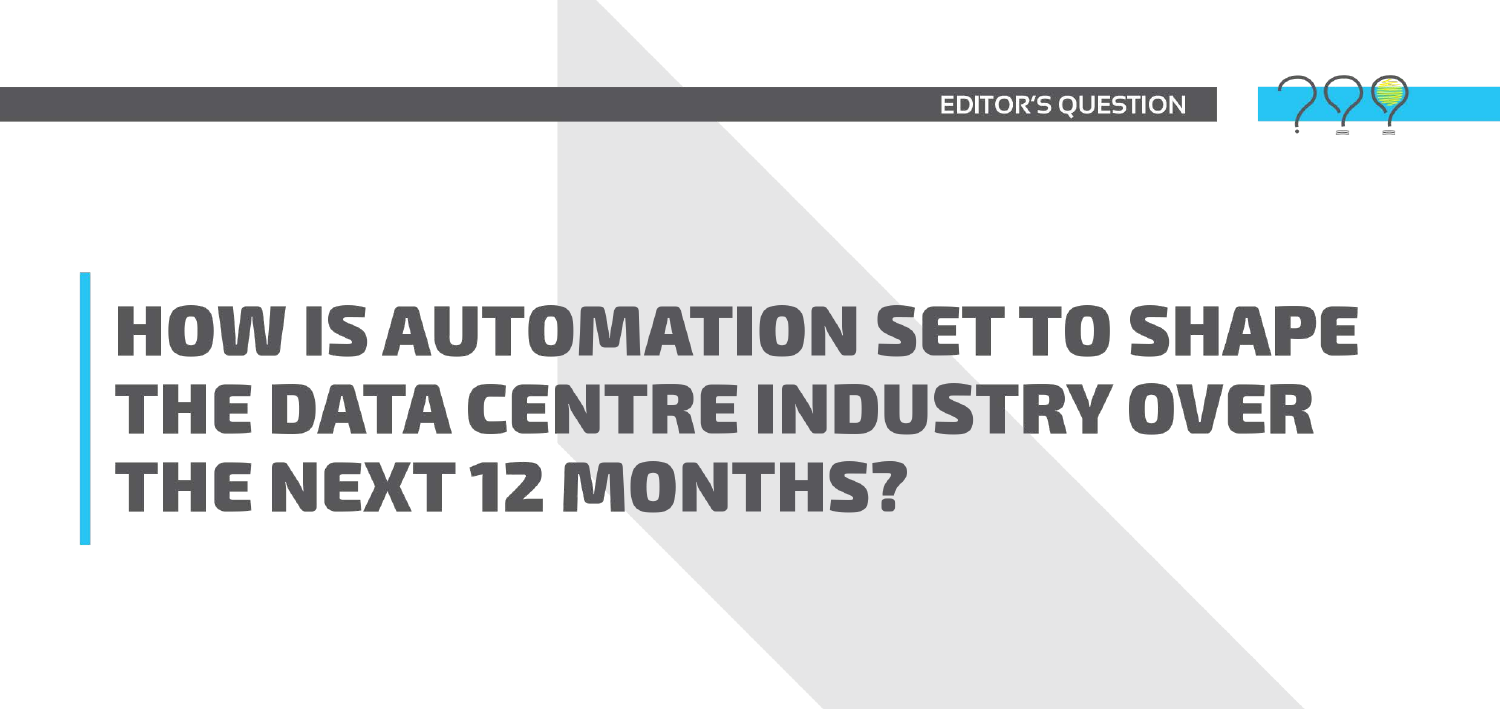EDITOR'S QUESTION

# HOW IS AUTOMATION SET TO SHAPE THE DATA CENTRE INDUSTRY OVER THE NEXT 12 MONTHS?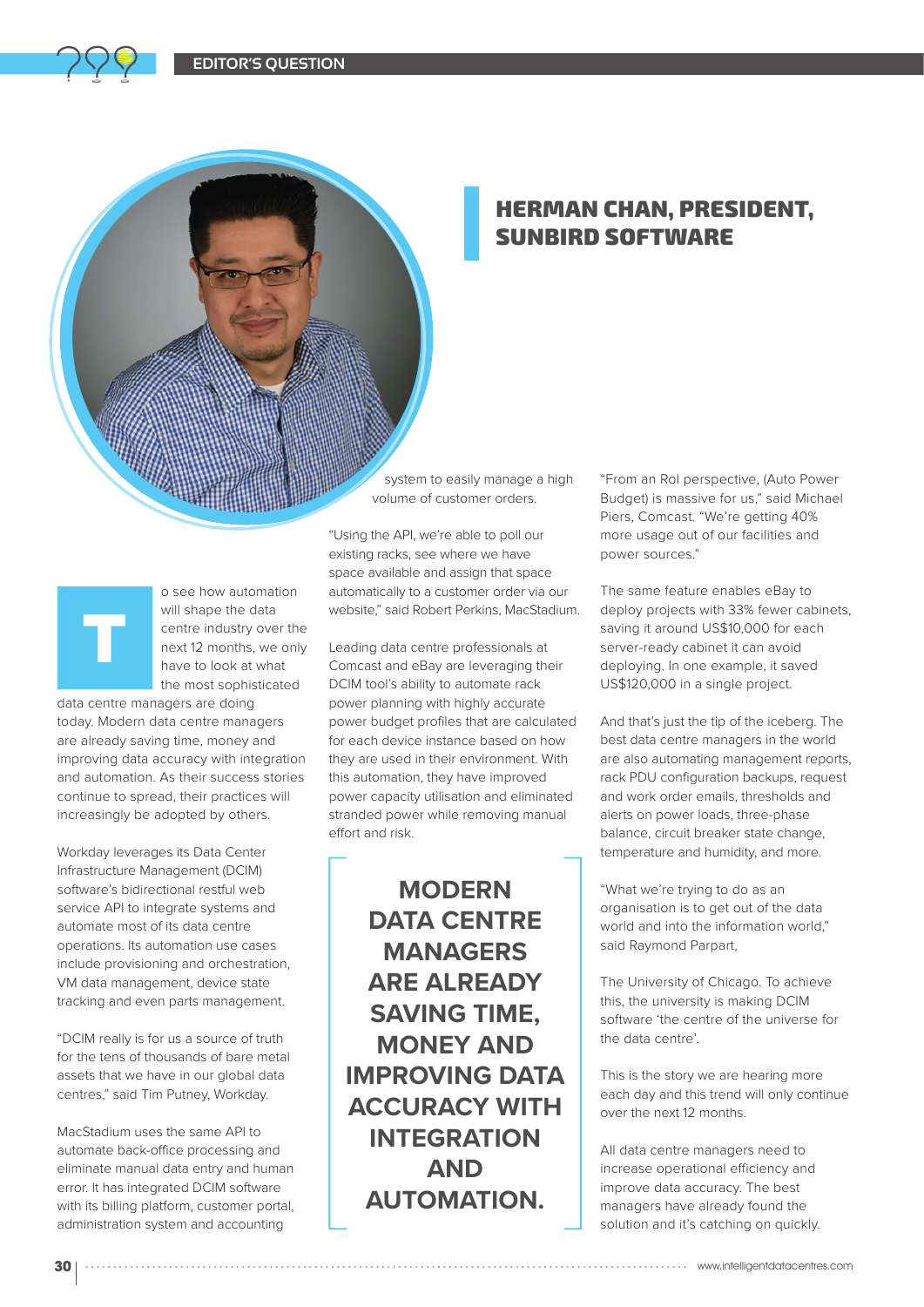## HERMAN CHAN, PRESIDENT, SUNBIRD SOFTWARE

To see how automation will shape the data centre industry over the next 12 months, we only have to look at what the most sophisticated data centre managers are doing today. Modern data centre managers are already saving time, money and improving data accuracy with integration and automation. As their success stories continue to spread, their practices will increasingly be adopted by others.

Workday leverages its Data Center Infrastructure Management (DCIM) software's bidirectional restful web service API to integrate systems and automate most of its data centre operations. Its automation use cases include provisioning and orchestration, VM data management, device state tracking and even parts management.

"DCIM really is for us a source of truth for the tens of thousands of bare metal assets that we have in our global data centres," said Tim Putney, Workday.

MacStadium uses the same API to automate back-office processing and eliminate manual data entry and human error. It has integrated DCIM software with its billing platform, customer portal, administration system and accounting system to easily manage a high volume of customer orders.

"Using the API, we're able to poll our existing racks, see where we have space available and assign that space automatically to a customer order via our website," said Robert Perkins, MacStadium.

Leading data centre professionals at Comcast and eBay are leveraging their DCIM tool's ability to automate rack power planning with highly accurate power budget profiles that are calculated for each device instance based on how they are used in their environment. With this automation, they have improved power capacity utilisation and eliminated stranded power while removing manual effort and risk.

**MODERN DATA CENTRE MANAGERS ARE ALREADY SAVING TIME, MONEY AND IMPROVING DATA ACCURACY WITH INTEGRATION AND AUTOMATION.**

"From an RoI perspective, (Auto Power Budget) is massive for us," said Michael Piers, Comcast. "We're getting 40% more usage out of our facilities and power sources."

The same feature enables eBay to deploy projects with 33% fewer cabinets, saving it around US$10,000 for each server-ready cabinet it can avoid deploying. In one example, it saved US$120,000 in a single project.

And that's just the tip of the iceberg. The best data centre managers in the world are also automating management reports, rack PDU configuration backups, request and work order emails, thresholds and alerts on power loads, three-phase balance, circuit breaker state change, temperature and humidity, and more.

"What we're trying to do as an organisation is to get out of the data world and into the information world," said Raymond Parpart,

The University of Chicago. To achieve this, the university is making DCIM software 'the centre of the universe for the data centre'.

This is the story we are hearing more each day and this trend will only continue over the next 12 months.

All data centre managers need to increase operational efficiency and improve data accuracy. The best managers have already found the solution and it's catching on quickly.